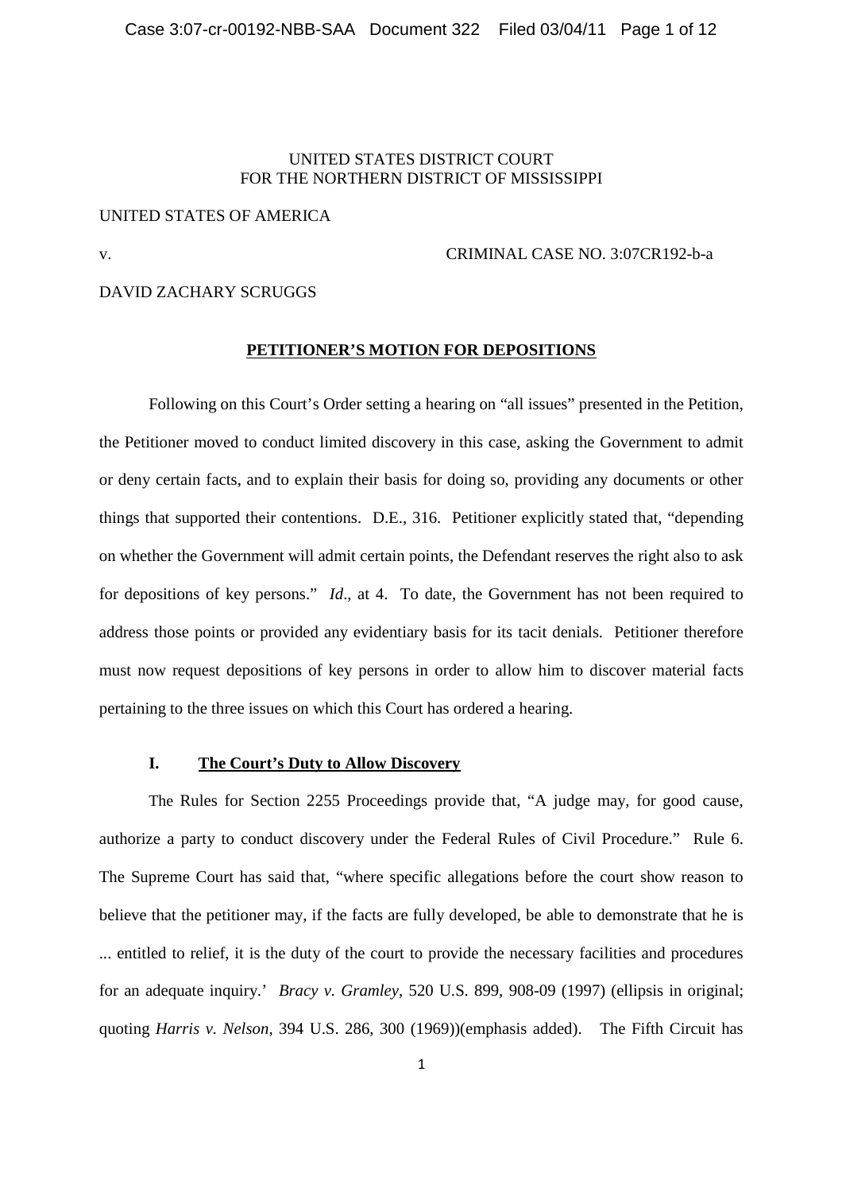UNITED STATES DISTRICT COURT
FOR THE NORTHERN DISTRICT OF MISSISSIPPI

UNITED STATES OF AMERICA

v. CRIMINAL CASE NO. 3:07CR192-b-a

DAVID ZACHARY SCRUGGS

## **PETITIONER'S MOTION FOR DEPOSITIONS**

Following on this Court's Order setting a hearing on "all issues" presented in the Petition, the Petitioner moved to conduct limited discovery in this case, asking the Government to admit or deny certain facts, and to explain their basis for doing so, providing any documents or other things that supported their contentions. D.E., 316. Petitioner explicitly stated that, "depending on whether the Government will admit certain points, the Defendant reserves the right also to ask for depositions of key persons." *Id*., at 4. To date, the Government has not been required to address those points or provided any evidentiary basis for its tacit denials. Petitioner therefore must now request depositions of key persons in order to allow him to discover material facts pertaining to the three issues on which this Court has ordered a hearing.

### **I. The Court's Duty to Allow Discovery**

The Rules for Section 2255 Proceedings provide that, "A judge may, for good cause, authorize a party to conduct discovery under the Federal Rules of Civil Procedure." Rule 6. The Supreme Court has said that, "where specific allegations before the court show reason to believe that the petitioner may, if the facts are fully developed, be able to demonstrate that he is ... entitled to relief, it is the duty of the court to provide the necessary facilities and procedures for an adequate inquiry.' *Bracy v. Gramley*, 520 U.S. 899, 908-09 (1997) (ellipsis in original; quoting *Harris v. Nelson*, 394 U.S. 286, 300 (1969))(emphasis added). The Fifth Circuit has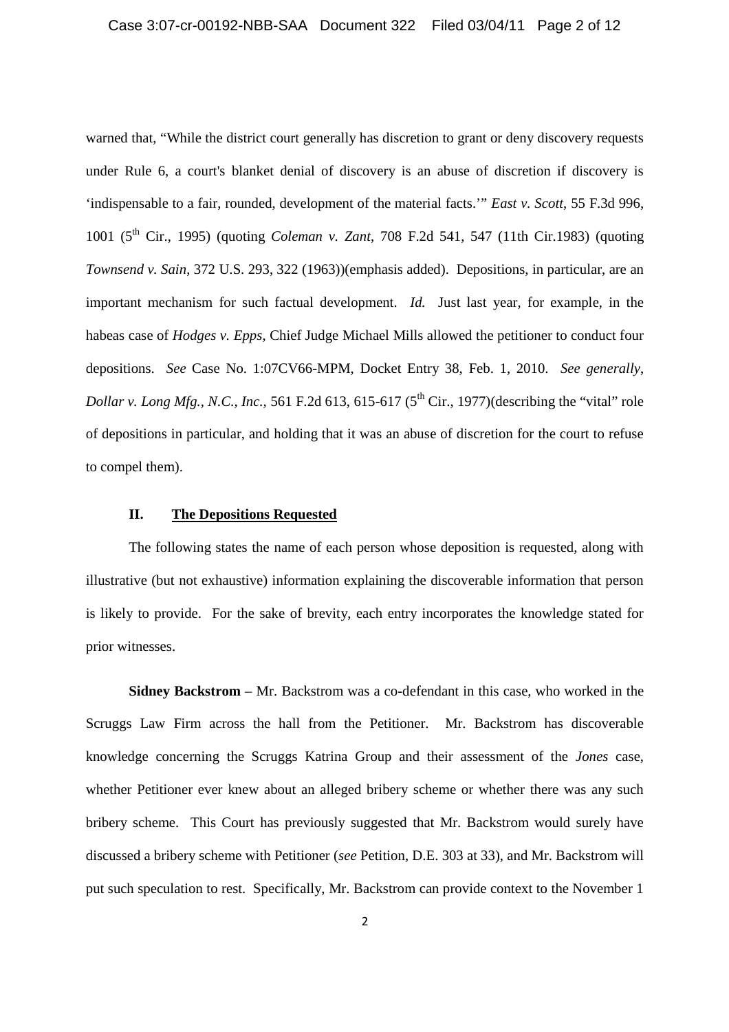warned that, "While the district court generally has discretion to grant or deny discovery requests under Rule 6, a court's blanket denial of discovery is an abuse of discretion if discovery is 'indispensable to a fair, rounded, development of the material facts.'" *East v. Scott*, 55 F.3d 996, 1001 (5th Cir., 1995) (quoting *Coleman v. Zant*, 708 F.2d 541, 547 (11th Cir.1983) (quoting *Townsend v. Sain*, 372 U.S. 293, 322 (1963))(emphasis added). Depositions, in particular, are an important mechanism for such factual development. *Id.* Just last year, for example, in the habeas case of *Hodges v. Epps*, Chief Judge Michael Mills allowed the petitioner to conduct four depositions. *See* Case No. 1:07CV66-MPM, Docket Entry 38, Feb. 1, 2010. *See generally*, *Dollar v. Long Mfg., N.C., Inc.*, 561 F.2d 613, 615-617 (5th Cir., 1977)(describing the "vital" role of depositions in particular, and holding that it was an abuse of discretion for the court to refuse to compel them).

## II. The Depositions Requested

The following states the name of each person whose deposition is requested, along with illustrative (but not exhaustive) information explaining the discoverable information that person is likely to provide. For the sake of brevity, each entry incorporates the knowledge stated for prior witnesses.

**Sidney Backstrom** – Mr. Backstrom was a co-defendant in this case, who worked in the Scruggs Law Firm across the hall from the Petitioner. Mr. Backstrom has discoverable knowledge concerning the Scruggs Katrina Group and their assessment of the *Jones* case, whether Petitioner ever knew about an alleged bribery scheme or whether there was any such bribery scheme. This Court has previously suggested that Mr. Backstrom would surely have discussed a bribery scheme with Petitioner (*see* Petition, D.E. 303 at 33), and Mr. Backstrom will put such speculation to rest. Specifically, Mr. Backstrom can provide context to the November 1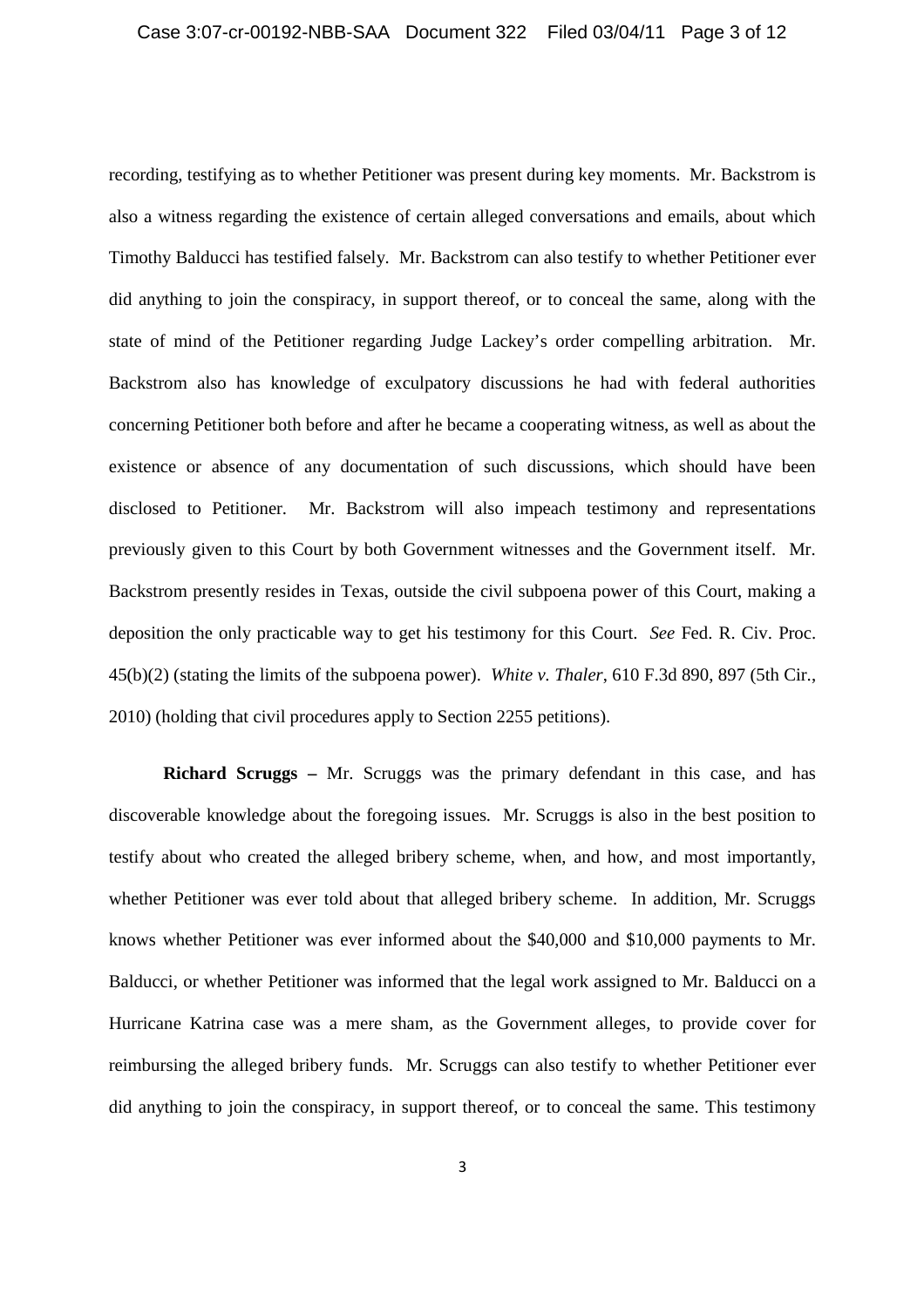recording, testifying as to whether Petitioner was present during key moments. Mr. Backstrom is also a witness regarding the existence of certain alleged conversations and emails, about which Timothy Balducci has testified falsely. Mr. Backstrom can also testify to whether Petitioner ever did anything to join the conspiracy, in support thereof, or to conceal the same, along with the state of mind of the Petitioner regarding Judge Lackey's order compelling arbitration. Mr. Backstrom also has knowledge of exculpatory discussions he had with federal authorities concerning Petitioner both before and after he became a cooperating witness, as well as about the existence or absence of any documentation of such discussions, which should have been disclosed to Petitioner. Mr. Backstrom will also impeach testimony and representations previously given to this Court by both Government witnesses and the Government itself. Mr. Backstrom presently resides in Texas, outside the civil subpoena power of this Court, making a deposition the only practicable way to get his testimony for this Court. *See* Fed. R. Civ. Proc. 45(b)(2) (stating the limits of the subpoena power). *White v. Thaler*, 610 F.3d 890, 897 (5th Cir., 2010) (holding that civil procedures apply to Section 2255 petitions).

**Richard Scruggs –** Mr. Scruggs was the primary defendant in this case, and has discoverable knowledge about the foregoing issues. Mr. Scruggs is also in the best position to testify about who created the alleged bribery scheme, when, and how, and most importantly, whether Petitioner was ever told about that alleged bribery scheme. In addition, Mr. Scruggs knows whether Petitioner was ever informed about the $40,000 and $10,000 payments to Mr. Balducci, or whether Petitioner was informed that the legal work assigned to Mr. Balducci on a Hurricane Katrina case was a mere sham, as the Government alleges, to provide cover for reimbursing the alleged bribery funds. Mr. Scruggs can also testify to whether Petitioner ever did anything to join the conspiracy, in support thereof, or to conceal the same. This testimony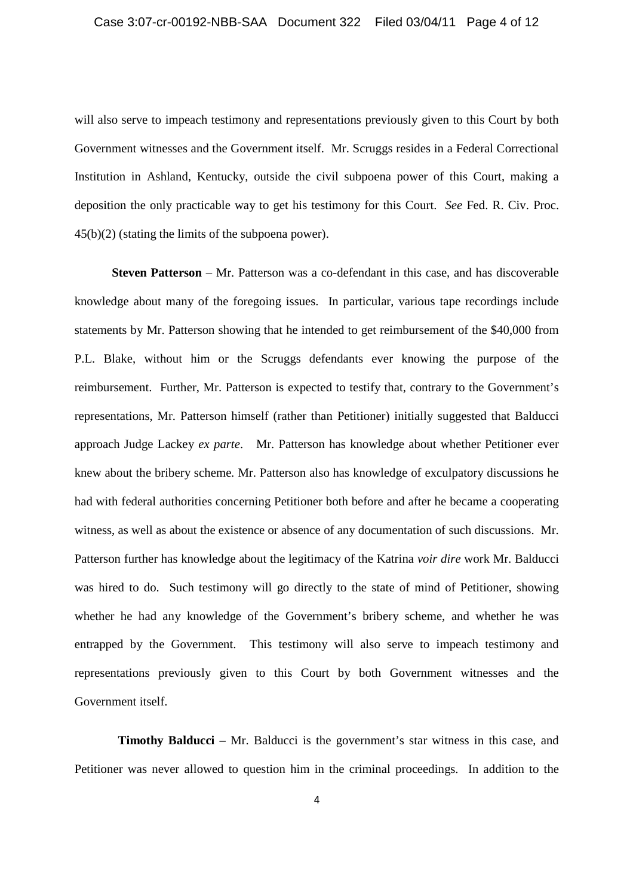will also serve to impeach testimony and representations previously given to this Court by both Government witnesses and the Government itself. Mr. Scruggs resides in a Federal Correctional Institution in Ashland, Kentucky, outside the civil subpoena power of this Court, making a deposition the only practicable way to get his testimony for this Court. *See* Fed. R. Civ. Proc. 45(b)(2) (stating the limits of the subpoena power).

**Steven Patterson** – Mr. Patterson was a co-defendant in this case, and has discoverable knowledge about many of the foregoing issues. In particular, various tape recordings include statements by Mr. Patterson showing that he intended to get reimbursement of the $40,000 from P.L. Blake, without him or the Scruggs defendants ever knowing the purpose of the reimbursement. Further, Mr. Patterson is expected to testify that, contrary to the Government's representations, Mr. Patterson himself (rather than Petitioner) initially suggested that Balducci approach Judge Lackey *ex parte*. Mr. Patterson has knowledge about whether Petitioner ever knew about the bribery scheme. Mr. Patterson also has knowledge of exculpatory discussions he had with federal authorities concerning Petitioner both before and after he became a cooperating witness, as well as about the existence or absence of any documentation of such discussions. Mr. Patterson further has knowledge about the legitimacy of the Katrina *voir dire* work Mr. Balducci was hired to do. Such testimony will go directly to the state of mind of Petitioner, showing whether he had any knowledge of the Government's bribery scheme, and whether he was entrapped by the Government. This testimony will also serve to impeach testimony and representations previously given to this Court by both Government witnesses and the Government itself.

**Timothy Balducci** – Mr. Balducci is the government's star witness in this case, and Petitioner was never allowed to question him in the criminal proceedings. In addition to the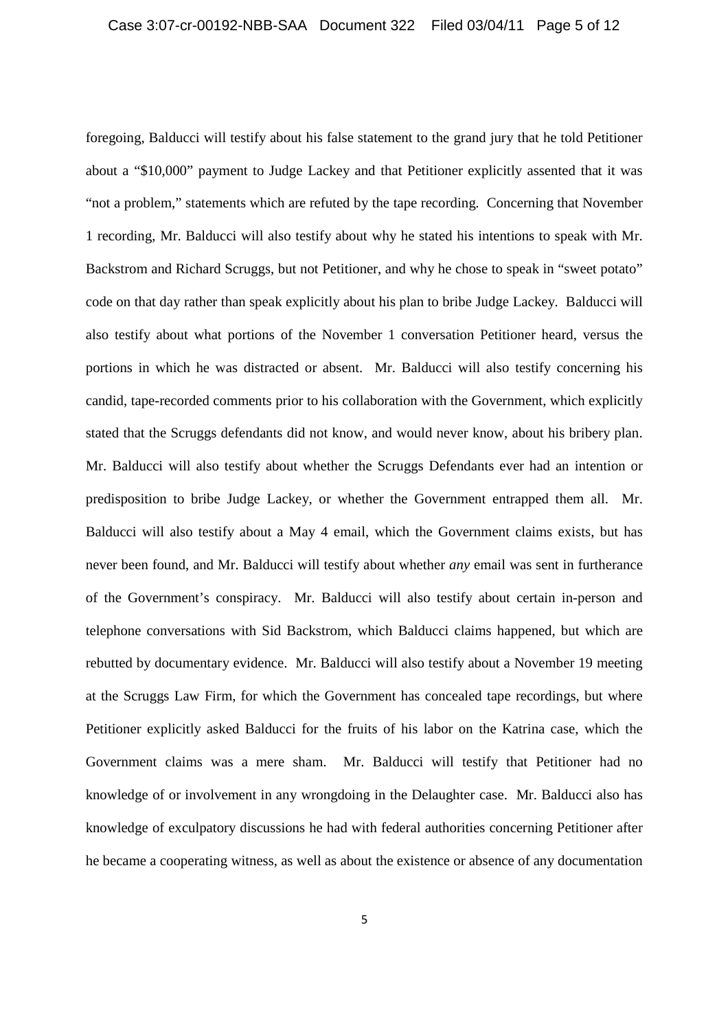foregoing, Balducci will testify about his false statement to the grand jury that he told Petitioner about a "$10,000" payment to Judge Lackey and that Petitioner explicitly assented that it was "not a problem," statements which are refuted by the tape recording. Concerning that November 1 recording, Mr. Balducci will also testify about why he stated his intentions to speak with Mr. Backstrom and Richard Scruggs, but not Petitioner, and why he chose to speak in "sweet potato" code on that day rather than speak explicitly about his plan to bribe Judge Lackey. Balducci will also testify about what portions of the November 1 conversation Petitioner heard, versus the portions in which he was distracted or absent. Mr. Balducci will also testify concerning his candid, tape-recorded comments prior to his collaboration with the Government, which explicitly stated that the Scruggs defendants did not know, and would never know, about his bribery plan. Mr. Balducci will also testify about whether the Scruggs Defendants ever had an intention or predisposition to bribe Judge Lackey, or whether the Government entrapped them all. Mr. Balducci will also testify about a May 4 email, which the Government claims exists, but has never been found, and Mr. Balducci will testify about whether *any* email was sent in furtherance of the Government's conspiracy. Mr. Balducci will also testify about certain in-person and telephone conversations with Sid Backstrom, which Balducci claims happened, but which are rebutted by documentary evidence. Mr. Balducci will also testify about a November 19 meeting at the Scruggs Law Firm, for which the Government has concealed tape recordings, but where Petitioner explicitly asked Balducci for the fruits of his labor on the Katrina case, which the Government claims was a mere sham. Mr. Balducci will testify that Petitioner had no knowledge of or involvement in any wrongdoing in the Delaughter case. Mr. Balducci also has knowledge of exculpatory discussions he had with federal authorities concerning Petitioner after he became a cooperating witness, as well as about the existence or absence of any documentation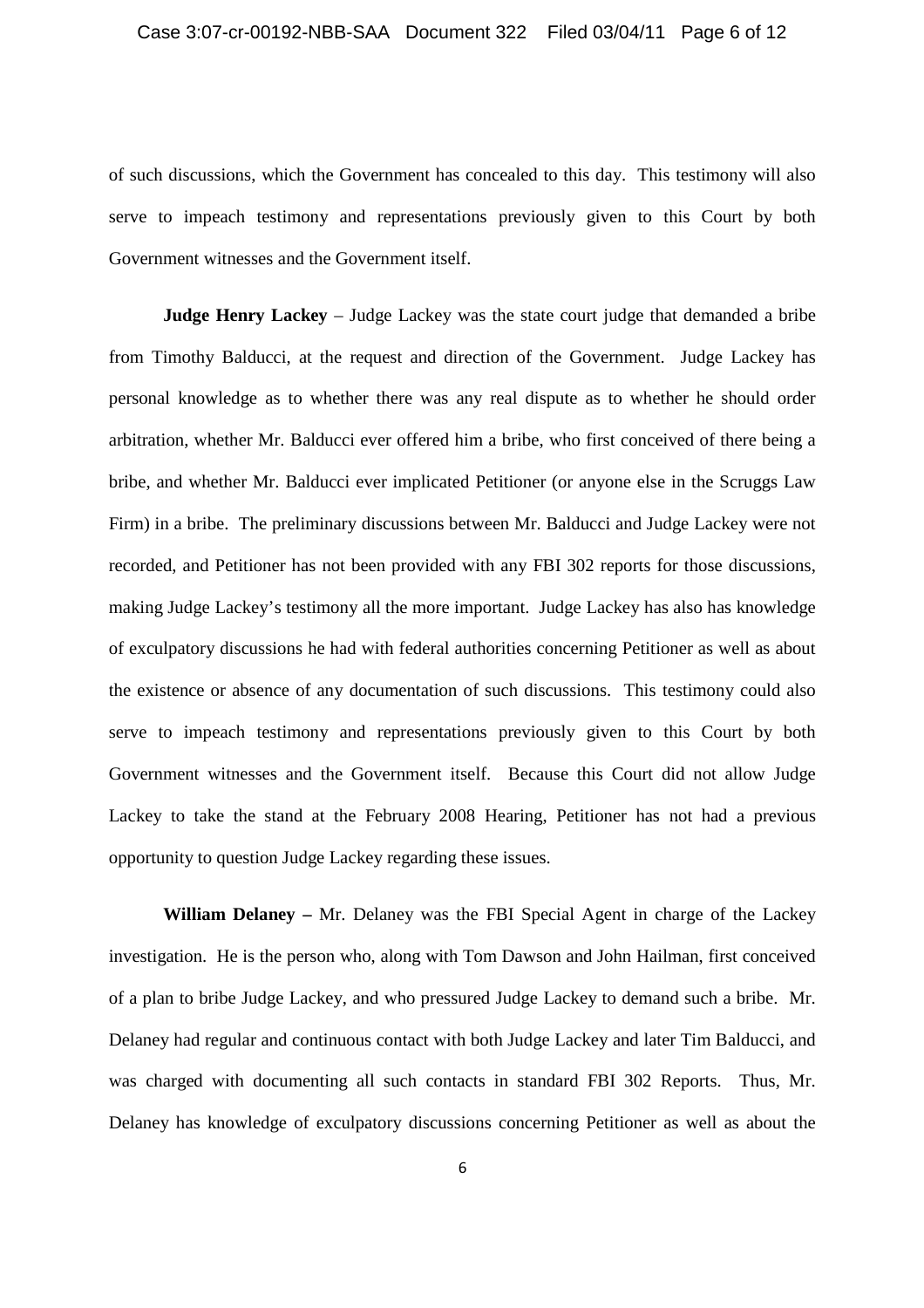of such discussions, which the Government has concealed to this day. This testimony will also serve to impeach testimony and representations previously given to this Court by both Government witnesses and the Government itself.

**Judge Henry Lackey** – Judge Lackey was the state court judge that demanded a bribe from Timothy Balducci, at the request and direction of the Government. Judge Lackey has personal knowledge as to whether there was any real dispute as to whether he should order arbitration, whether Mr. Balducci ever offered him a bribe, who first conceived of there being a bribe, and whether Mr. Balducci ever implicated Petitioner (or anyone else in the Scruggs Law Firm) in a bribe. The preliminary discussions between Mr. Balducci and Judge Lackey were not recorded, and Petitioner has not been provided with any FBI 302 reports for those discussions, making Judge Lackey's testimony all the more important. Judge Lackey has also has knowledge of exculpatory discussions he had with federal authorities concerning Petitioner as well as about the existence or absence of any documentation of such discussions. This testimony could also serve to impeach testimony and representations previously given to this Court by both Government witnesses and the Government itself. Because this Court did not allow Judge Lackey to take the stand at the February 2008 Hearing, Petitioner has not had a previous opportunity to question Judge Lackey regarding these issues.

**William Delaney –** Mr. Delaney was the FBI Special Agent in charge of the Lackey investigation. He is the person who, along with Tom Dawson and John Hailman, first conceived of a plan to bribe Judge Lackey, and who pressured Judge Lackey to demand such a bribe. Mr. Delaney had regular and continuous contact with both Judge Lackey and later Tim Balducci, and was charged with documenting all such contacts in standard FBI 302 Reports. Thus, Mr. Delaney has knowledge of exculpatory discussions concerning Petitioner as well as about the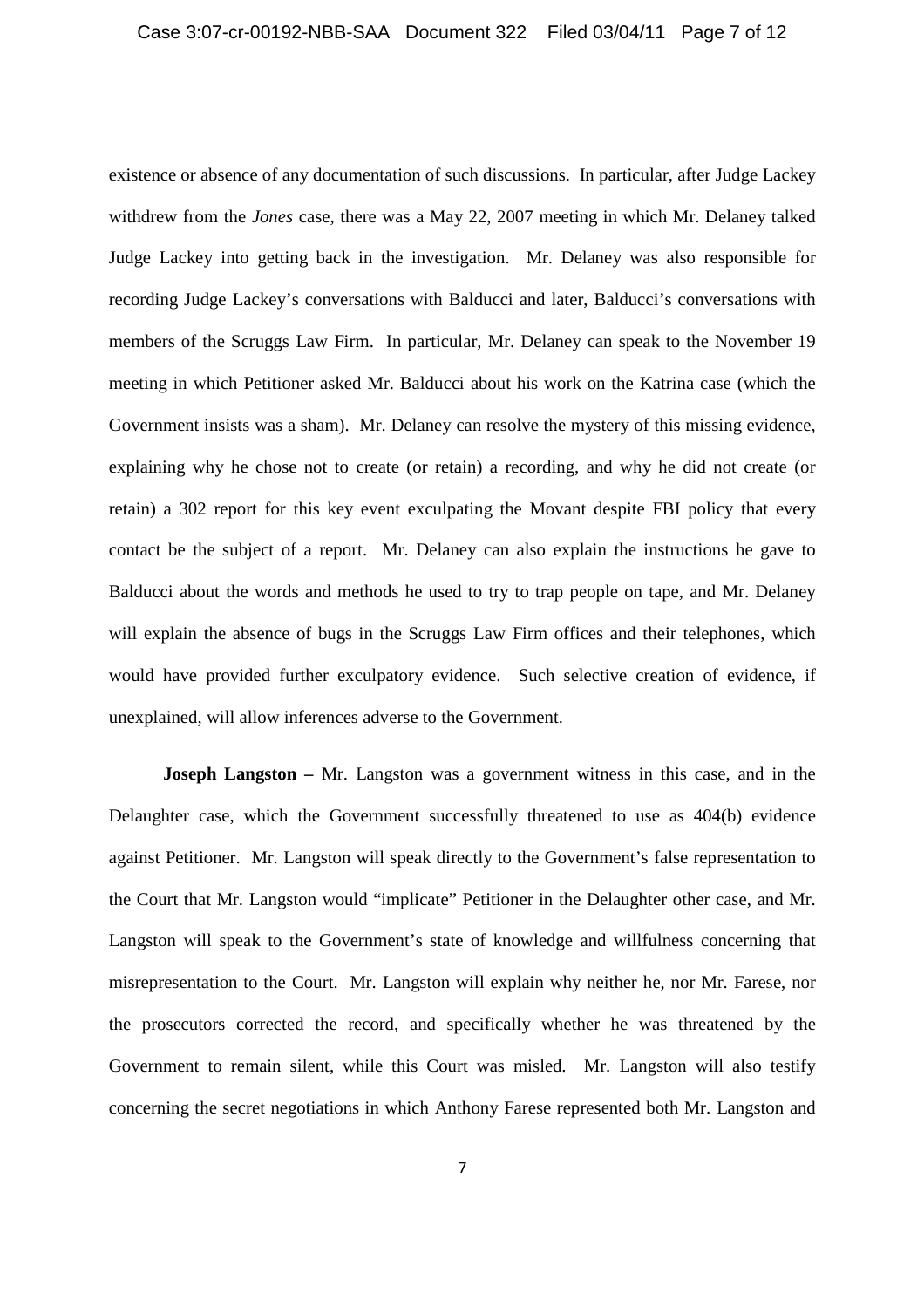existence or absence of any documentation of such discussions. In particular, after Judge Lackey withdrew from the *Jones* case, there was a May 22, 2007 meeting in which Mr. Delaney talked Judge Lackey into getting back in the investigation. Mr. Delaney was also responsible for recording Judge Lackey's conversations with Balducci and later, Balducci's conversations with members of the Scruggs Law Firm. In particular, Mr. Delaney can speak to the November 19 meeting in which Petitioner asked Mr. Balducci about his work on the Katrina case (which the Government insists was a sham). Mr. Delaney can resolve the mystery of this missing evidence, explaining why he chose not to create (or retain) a recording, and why he did not create (or retain) a 302 report for this key event exculpating the Movant despite FBI policy that every contact be the subject of a report. Mr. Delaney can also explain the instructions he gave to Balducci about the words and methods he used to try to trap people on tape, and Mr. Delaney will explain the absence of bugs in the Scruggs Law Firm offices and their telephones, which would have provided further exculpatory evidence. Such selective creation of evidence, if unexplained, will allow inferences adverse to the Government.

**Joseph Langston –** Mr. Langston was a government witness in this case, and in the Delaughter case, which the Government successfully threatened to use as 404(b) evidence against Petitioner. Mr. Langston will speak directly to the Government's false representation to the Court that Mr. Langston would "implicate" Petitioner in the Delaughter other case, and Mr. Langston will speak to the Government's state of knowledge and willfulness concerning that misrepresentation to the Court. Mr. Langston will explain why neither he, nor Mr. Farese, nor the prosecutors corrected the record, and specifically whether he was threatened by the Government to remain silent, while this Court was misled. Mr. Langston will also testify concerning the secret negotiations in which Anthony Farese represented both Mr. Langston and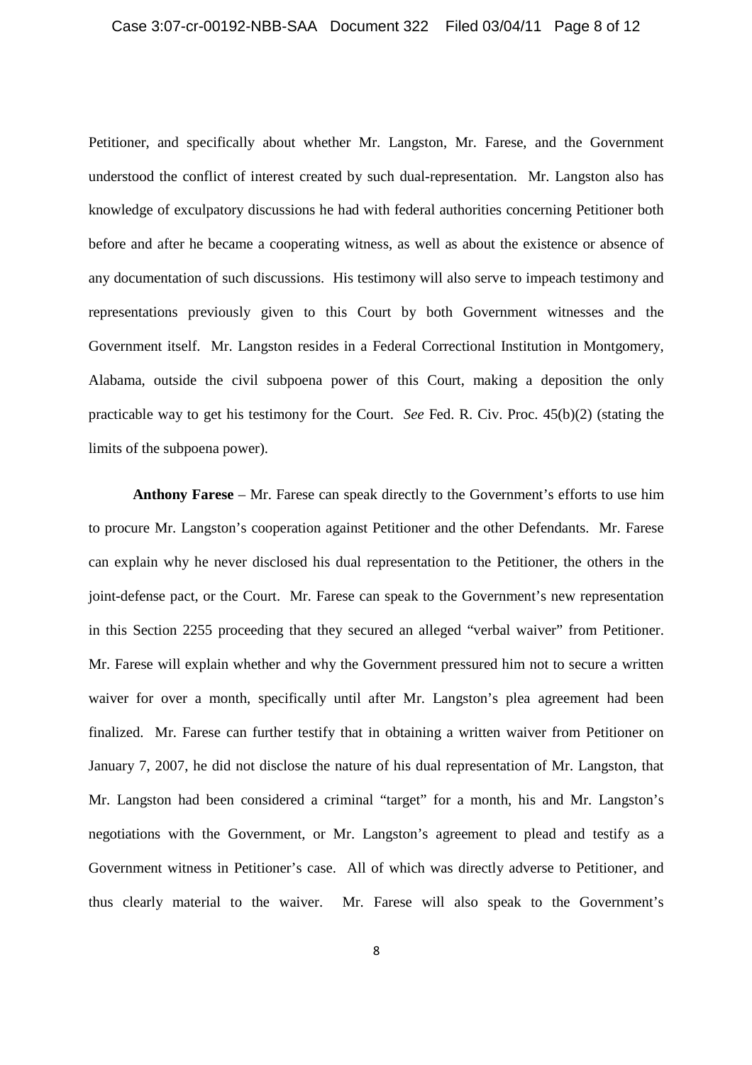Petitioner, and specifically about whether Mr. Langston, Mr. Farese, and the Government understood the conflict of interest created by such dual-representation. Mr. Langston also has knowledge of exculpatory discussions he had with federal authorities concerning Petitioner both before and after he became a cooperating witness, as well as about the existence or absence of any documentation of such discussions. His testimony will also serve to impeach testimony and representations previously given to this Court by both Government witnesses and the Government itself. Mr. Langston resides in a Federal Correctional Institution in Montgomery, Alabama, outside the civil subpoena power of this Court, making a deposition the only practicable way to get his testimony for the Court. *See* Fed. R. Civ. Proc. 45(b)(2) (stating the limits of the subpoena power).

**Anthony Farese** – Mr. Farese can speak directly to the Government's efforts to use him to procure Mr. Langston's cooperation against Petitioner and the other Defendants. Mr. Farese can explain why he never disclosed his dual representation to the Petitioner, the others in the joint-defense pact, or the Court. Mr. Farese can speak to the Government's new representation in this Section 2255 proceeding that they secured an alleged "verbal waiver" from Petitioner. Mr. Farese will explain whether and why the Government pressured him not to secure a written waiver for over a month, specifically until after Mr. Langston's plea agreement had been finalized. Mr. Farese can further testify that in obtaining a written waiver from Petitioner on January 7, 2007, he did not disclose the nature of his dual representation of Mr. Langston, that Mr. Langston had been considered a criminal "target" for a month, his and Mr. Langston's negotiations with the Government, or Mr. Langston's agreement to plead and testify as a Government witness in Petitioner's case. All of which was directly adverse to Petitioner, and thus clearly material to the waiver. Mr. Farese will also speak to the Government's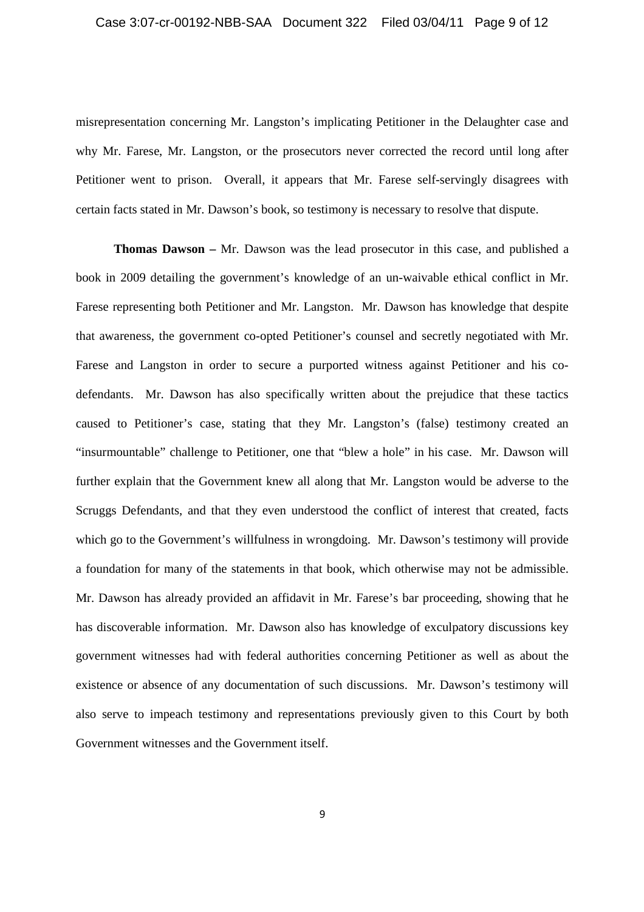misrepresentation concerning Mr. Langston's implicating Petitioner in the Delaughter case and why Mr. Farese, Mr. Langston, or the prosecutors never corrected the record until long after Petitioner went to prison. Overall, it appears that Mr. Farese self-servingly disagrees with certain facts stated in Mr. Dawson's book, so testimony is necessary to resolve that dispute.

**Thomas Dawson –** Mr. Dawson was the lead prosecutor in this case, and published a book in 2009 detailing the government's knowledge of an un-waivable ethical conflict in Mr. Farese representing both Petitioner and Mr. Langston. Mr. Dawson has knowledge that despite that awareness, the government co-opted Petitioner's counsel and secretly negotiated with Mr. Farese and Langston in order to secure a purported witness against Petitioner and his co-defendants. Mr. Dawson has also specifically written about the prejudice that these tactics caused to Petitioner's case, stating that they Mr. Langston's (false) testimony created an "insurmountable" challenge to Petitioner, one that "blew a hole" in his case. Mr. Dawson will further explain that the Government knew all along that Mr. Langston would be adverse to the Scruggs Defendants, and that they even understood the conflict of interest that created, facts which go to the Government's willfulness in wrongdoing. Mr. Dawson's testimony will provide a foundation for many of the statements in that book, which otherwise may not be admissible. Mr. Dawson has already provided an affidavit in Mr. Farese's bar proceeding, showing that he has discoverable information. Mr. Dawson also has knowledge of exculpatory discussions key government witnesses had with federal authorities concerning Petitioner as well as about the existence or absence of any documentation of such discussions. Mr. Dawson's testimony will also serve to impeach testimony and representations previously given to this Court by both Government witnesses and the Government itself.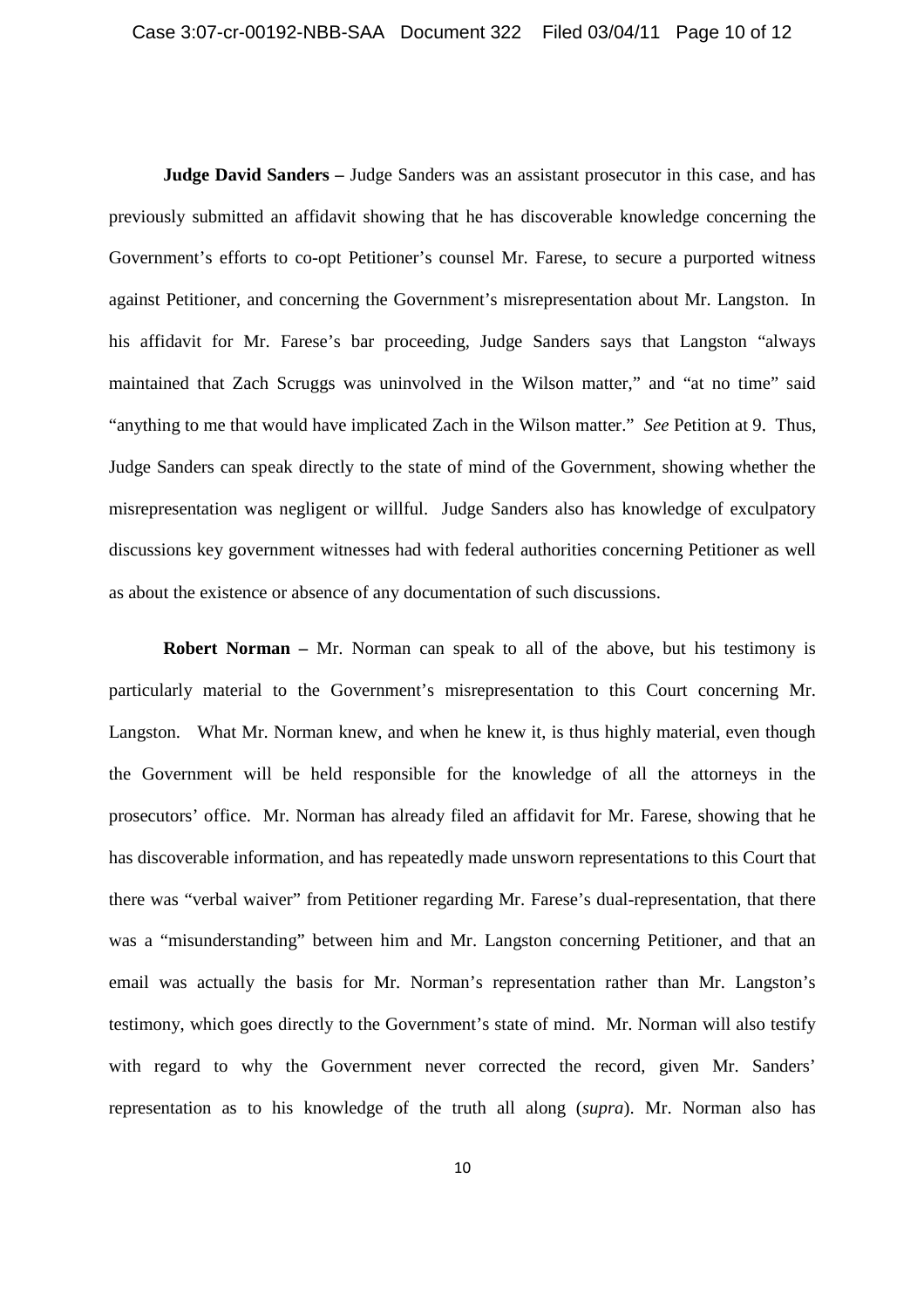**Judge David Sanders –** Judge Sanders was an assistant prosecutor in this case, and has previously submitted an affidavit showing that he has discoverable knowledge concerning the Government's efforts to co-opt Petitioner's counsel Mr. Farese, to secure a purported witness against Petitioner, and concerning the Government's misrepresentation about Mr. Langston. In his affidavit for Mr. Farese's bar proceeding, Judge Sanders says that Langston "always maintained that Zach Scruggs was uninvolved in the Wilson matter," and "at no time" said "anything to me that would have implicated Zach in the Wilson matter." *See* Petition at 9. Thus, Judge Sanders can speak directly to the state of mind of the Government, showing whether the misrepresentation was negligent or willful. Judge Sanders also has knowledge of exculpatory discussions key government witnesses had with federal authorities concerning Petitioner as well as about the existence or absence of any documentation of such discussions.

**Robert Norman –** Mr. Norman can speak to all of the above, but his testimony is particularly material to the Government's misrepresentation to this Court concerning Mr. Langston. What Mr. Norman knew, and when he knew it, is thus highly material, even though the Government will be held responsible for the knowledge of all the attorneys in the prosecutors' office. Mr. Norman has already filed an affidavit for Mr. Farese, showing that he has discoverable information, and has repeatedly made unsworn representations to this Court that there was "verbal waiver" from Petitioner regarding Mr. Farese's dual-representation, that there was a "misunderstanding" between him and Mr. Langston concerning Petitioner, and that an email was actually the basis for Mr. Norman's representation rather than Mr. Langston's testimony, which goes directly to the Government's state of mind. Mr. Norman will also testify with regard to why the Government never corrected the record, given Mr. Sanders' representation as to his knowledge of the truth all along (*supra*). Mr. Norman also has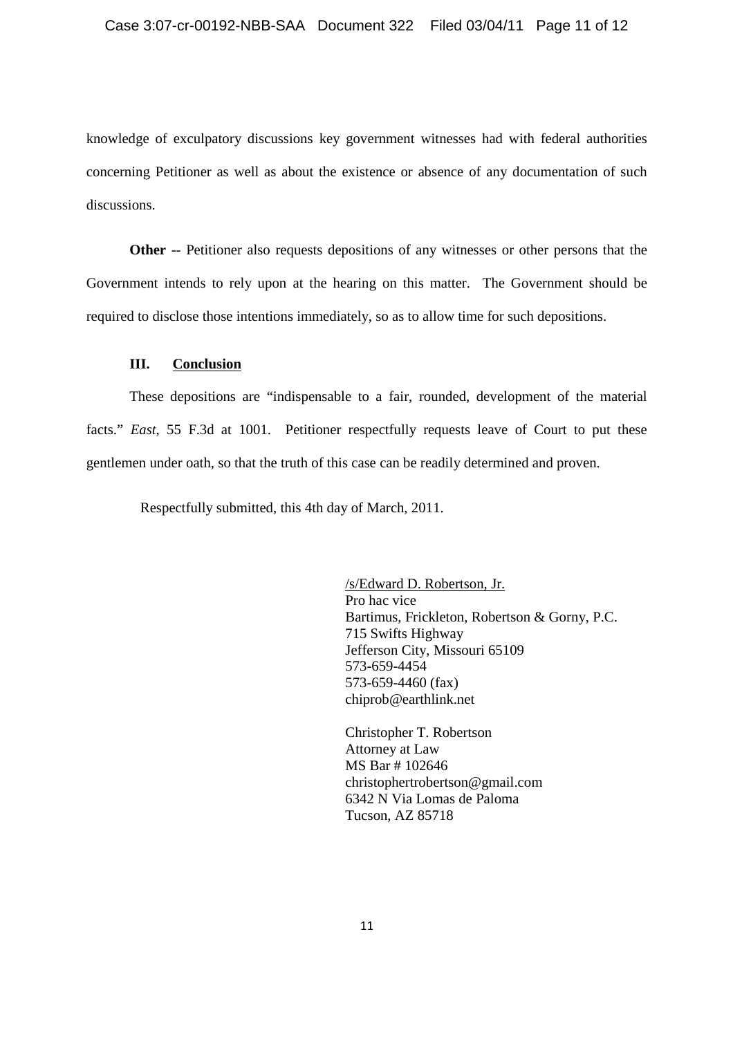knowledge of exculpatory discussions key government witnesses had with federal authorities concerning Petitioner as well as about the existence or absence of any documentation of such discussions.

**Other** -- Petitioner also requests depositions of any witnesses or other persons that the Government intends to rely upon at the hearing on this matter. The Government should be required to disclose those intentions immediately, so as to allow time for such depositions.

## III. Conclusion

These depositions are "indispensable to a fair, rounded, development of the material facts." *East*, 55 F.3d at 1001. Petitioner respectfully requests leave of Court to put these gentlemen under oath, so that the truth of this case can be readily determined and proven.

Respectfully submitted, this 4th day of March, 2011.

/s/Edward D. Robertson, Jr.
Pro hac vice
Bartimus, Frickleton, Robertson & Gorny, P.C.
715 Swifts Highway
Jefferson City, Missouri 65109
573-659-4454
573-659-4460 (fax)
chiprob@earthlink.net

Christopher T. Robertson
Attorney at Law
MS Bar # 102646
christophertrobertson@gmail.com
6342 N Via Lomas de Paloma
Tucson, AZ 85718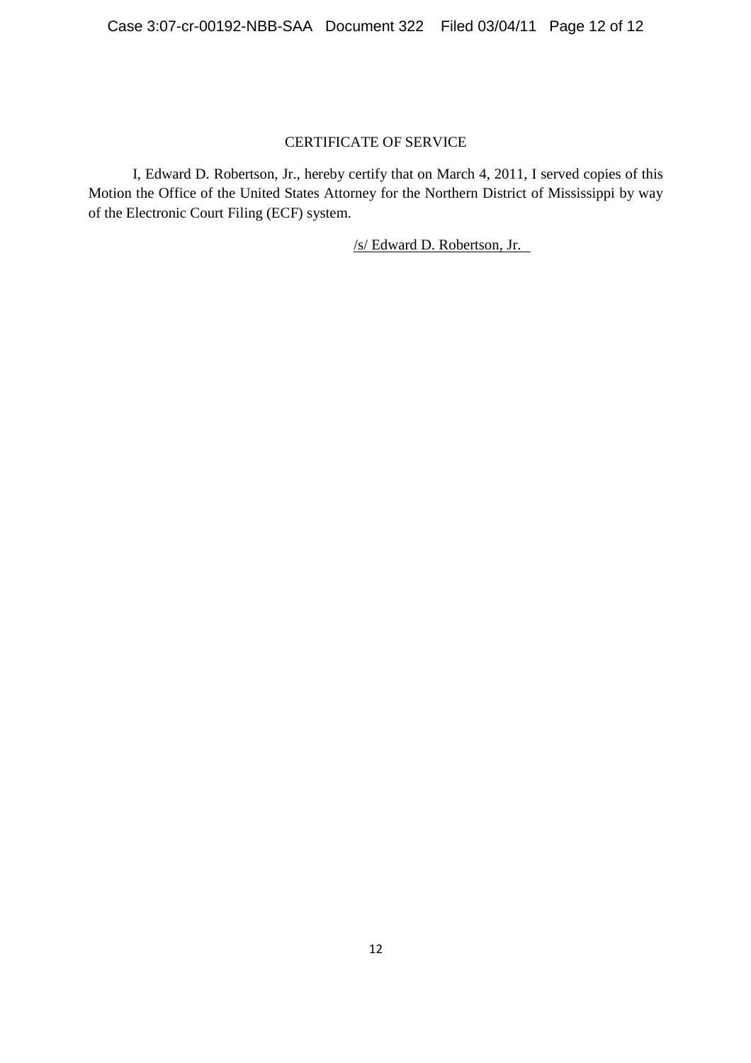# CERTIFICATE OF SERVICE

I, Edward D. Robertson, Jr., hereby certify that on March 4, 2011, I served copies of this Motion the Office of the United States Attorney for the Northern District of Mississippi by way of the Electronic Court Filing (ECF) system.

/s/ Edward D. Robertson, Jr.